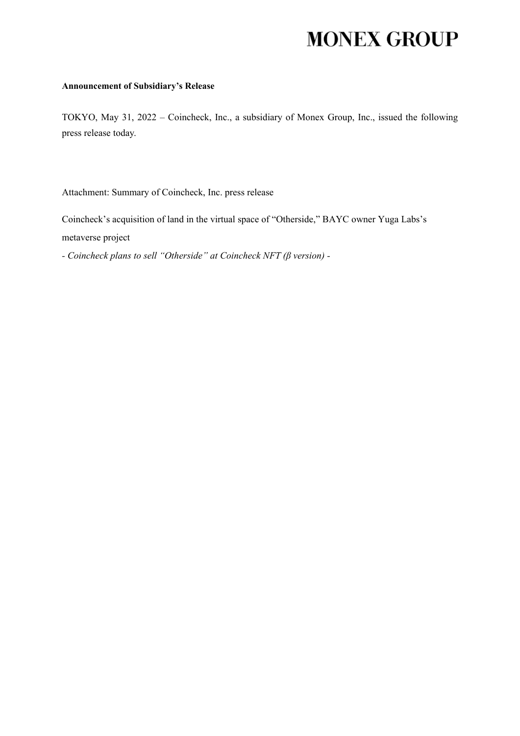# MONEX GROUP

**Announcement of Subsidiary's Release**

TOKYO, May 31, 2022 – Coincheck, Inc., a subsidiary of Monex Group, Inc., issued the following press release today.

Attachment: Summary of Coincheck, Inc. press release

Coincheck's acquisition of land in the virtual space of "Otherside," BAYC owner Yuga Labs's metaverse project

*- Coincheck plans to sell "Otherside" at Coincheck NFT (β version) -*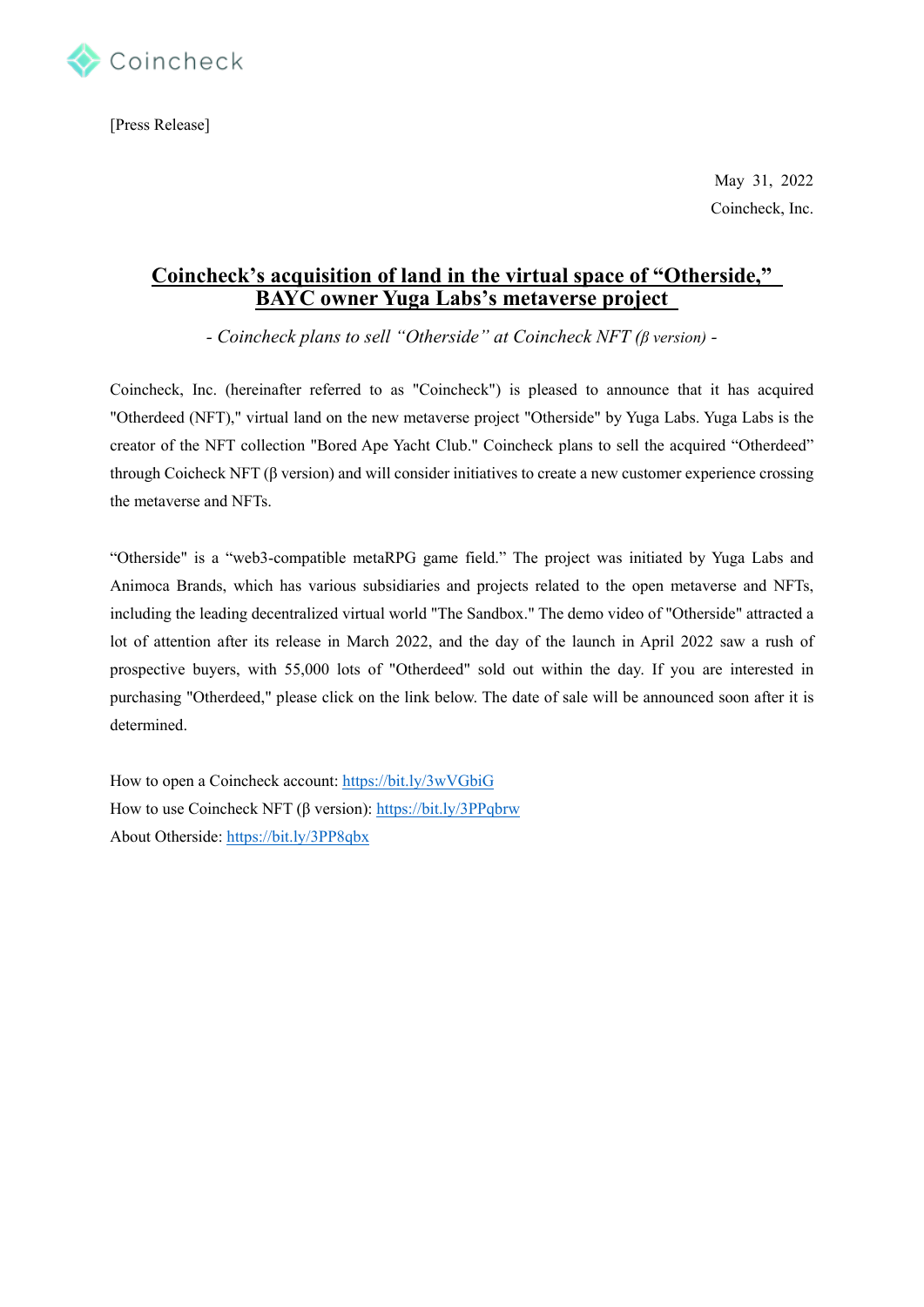Coincheck

[Press Release]

May 31, 2022

Coincheck, Inc.

# Coincheck's acquisition of land in the virtual space of "Otherside," BAYC owner Yuga Labs's metaverse project

*- Coincheck plans to sell "Otherside" at Coincheck NFT (β version) -*

Coincheck, Inc. (hereinafter referred to as "Coincheck") is pleased to announce that it has acquired "Otherdeed (NFT)," virtual land on the new metaverse project "Otherside" by Yuga Labs. Yuga Labs is the creator of the NFT collection "Bored Ape Yacht Club." Coincheck plans to sell the acquired "Otherdeed" through Coicheck NFT (β version) and will consider initiatives to create a new customer experience crossing the metaverse and NFTs.

"Otherside" is a "web3-compatible metaRPG game field." The project was initiated by Yuga Labs and Animoca Brands, which has various subsidiaries and projects related to the open metaverse and NFTs, including the leading decentralized virtual world "The Sandbox." The demo video of "Otherside" attracted a lot of attention after its release in March 2022, and the day of the launch in April 2022 saw a rush of prospective buyers, with 55,000 lots of "Otherdeed" sold out within the day. If you are interested in purchasing "Otherdeed," please click on the link below. The date of sale will be announced soon after it is determined.

How to open a Coincheck account: https://bit.ly/3wVGbiG
How to use Coincheck NFT (β version): https://bit.ly/3PPqbrw
About Otherside: https://bit.ly/3PP8qbx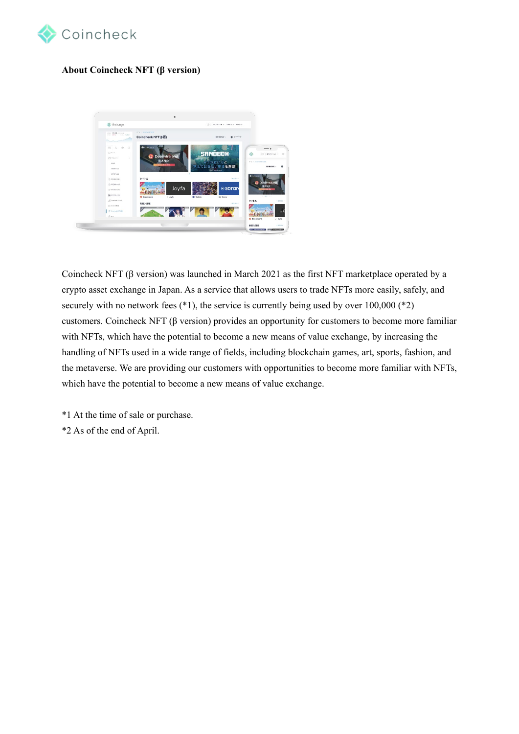**About Coincheck NFT (β version)**

Coincheck NFT (β version) was launched in March 2021 as the first NFT marketplace operated by a crypto asset exchange in Japan. As a service that allows users to trade NFTs more easily, safely, and securely with no network fees (*1), the service is currently being used by over 100,000 (*2) customers. Coincheck NFT (β version) provides an opportunity for customers to become more familiar with NFTs, which have the potential to become a new means of value exchange, by increasing the handling of NFTs used in a wide range of fields, including blockchain games, art, sports, fashion, and the metaverse. We are providing our customers with opportunities to become more familiar with NFTs, which have the potential to become a new means of value exchange.

*1 At the time of sale or purchase.

*2 As of the end of April.